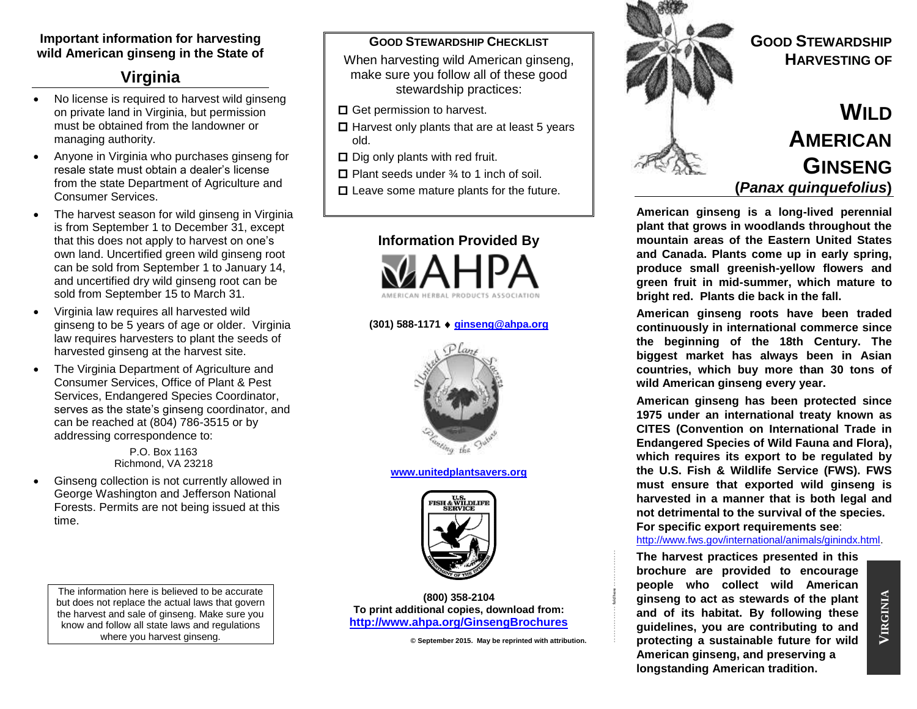**Important information for harvesting wild American ginseng in the State of**

## Virginia

- No license is required to harvest wild ginseng on private land in Virginia, but permission must be obtained from the landowner or managing authority.
- Anyone in Virginia who purchases ginseng for resale state must obtain a dealer's license from the state Department of Agriculture and Consumer Services.
- The harvest season for wild ginseng in Virginia is from September 1 to December 31, except that this does not apply to harvest on one's own land. Uncertified green wild ginseng root can be sold from September 1 to January 14, and uncertified dry wild ginseng root can be sold from September 15 to March 31.
- Virginia law requires all harvested wild ginseng to be 5 years of age or older. Virginia law requires harvesters to plant the seeds of harvested ginseng at the harvest site.
- The Virginia Department of Agriculture and Consumer Services, Office of Plant & Pest Services, Endangered Species Coordinator, serves as the state's ginseng coordinator, and can be reached at (804) 786-3515 or by addressing correspondence to:

  P.O. Box 1163
  Richmond, VA 23218

- Ginseng collection is not currently allowed in George Washington and Jefferson National Forests. Permits are not being issued at this time.

The information here is believed to be accurate but does not replace the actual laws that govern the harvest and sale of ginseng. Make sure you know and follow all state laws and regulations where you harvest ginseng.

### Good Stewardship Checklist

When harvesting wild American ginseng, make sure you follow all of these good stewardship practices:

- ☐ Get permission to harvest.
- ☐ Harvest only plants that are at least 5 years old.
- ☐ Dig only plants with red fruit.
- ☐ Plant seeds under ¾ to 1 inch of soil.
- ☐ Leave some mature plants for the future.

### Information Provided By

AHPA – American Herbal Products Association

**(301) 588-1171 ♦ ginseng@ahpa.org**

United Plant Savers – Planting the Future

**www.unitedplantsavers.org**

U.S. Fish & Wildlife Service – Department of the Interior

**(800) 358-2104**
**To print additional copies, download from:**
**http://www.ahpa.org/GinsengBrochures**

**© September 2015. May be reprinted with attribution.**

# Good Stewardship Harvesting of Wild American Ginseng (*Panax quinquefolius*)

**American ginseng is a long-lived perennial plant that grows in woodlands throughout the mountain areas of the Eastern United States and Canada. Plants come up in early spring, produce small greenish-yellow flowers and green fruit in mid-summer, which mature to bright red. Plants die back in the fall.**

**American ginseng roots have been traded continuously in international commerce since the beginning of the 18th Century. The biggest market has always been in Asian countries, which buy more than 30 tons of wild American ginseng every year.**

**American ginseng has been protected since 1975 under an international treaty known as CITES (Convention on International Trade in Endangered Species of Wild Fauna and Flora), which requires its export to be regulated by the U.S. Fish & Wildlife Service (FWS). FWS must ensure that exported wild ginseng is harvested in a manner that is both legal and not detrimental to the survival of the species. For specific export requirements see**: http://www.fws.gov/international/animals/ginindx.html.

**The harvest practices presented in this brochure are provided to encourage people who collect wild American ginseng to act as stewards of the plant and of its habitat. By following these guidelines, you are contributing to and protecting a sustainable future for wild American ginseng, and preserving a longstanding American tradition.**

**Virginia**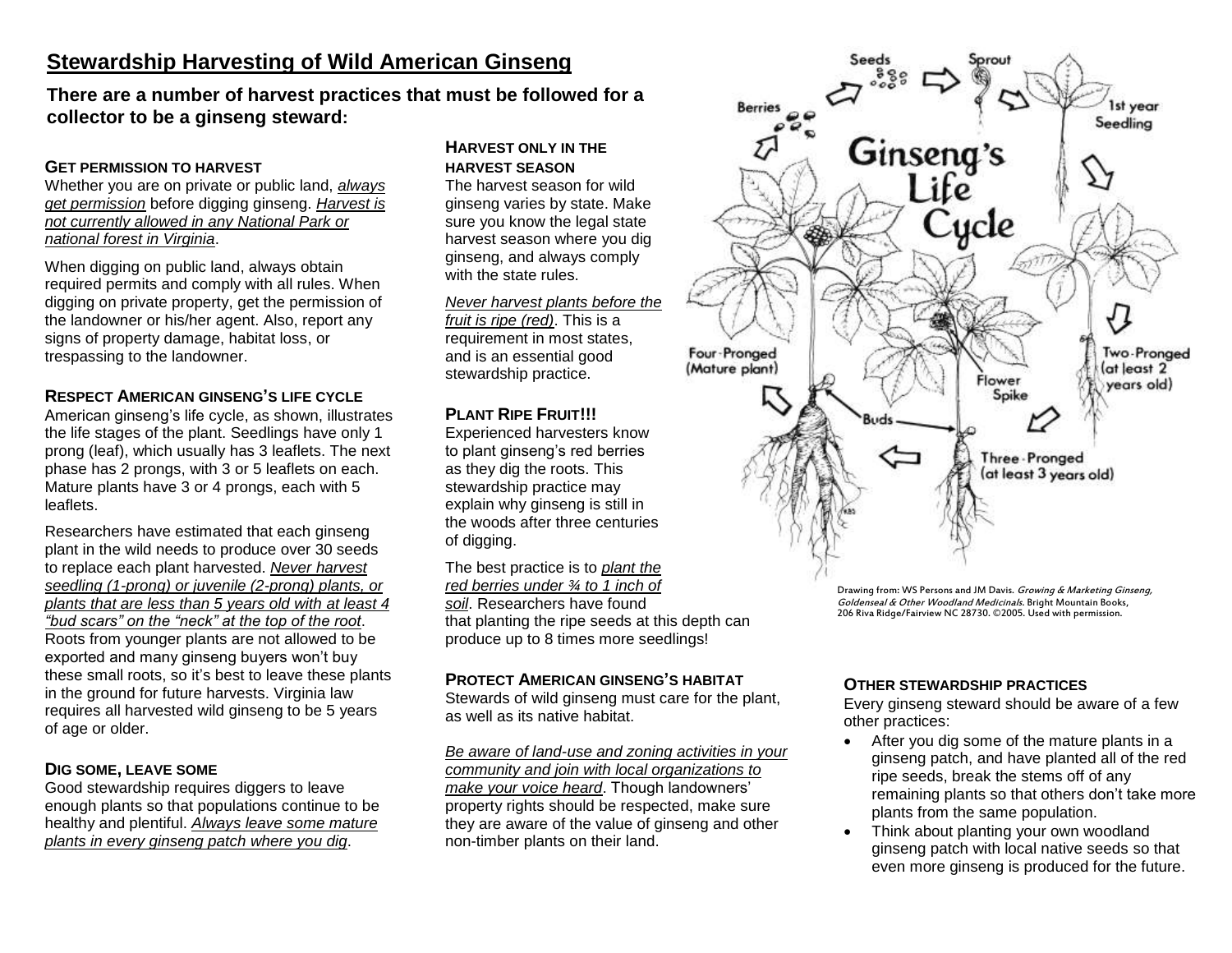# Stewardship Harvesting of Wild American Ginseng

**There are a number of harvest practices that must be followed for a collector to be a ginseng steward:**

### GET PERMISSION TO HARVEST

Whether you are on private or public land, *always get permission* before digging ginseng. *Harvest is not currently allowed in any National Park or national forest in Virginia*.

When digging on public land, always obtain required permits and comply with all rules. When digging on private property, get the permission of the landowner or his/her agent. Also, report any signs of property damage, habitat loss, or trespassing to the landowner.

### RESPECT AMERICAN GINSENG'S LIFE CYCLE

American ginseng's life cycle, as shown, illustrates the life stages of the plant. Seedlings have only 1 prong (leaf), which usually has 3 leaflets. The next phase has 2 prongs, with 3 or 5 leaflets on each. Mature plants have 3 or 4 prongs, each with 5 leaflets.

Researchers have estimated that each ginseng plant in the wild needs to produce over 30 seeds to replace each plant harvested. *Never harvest seedling (1-prong) or juvenile (2-prong) plants, or plants that are less than 5 years old with at least 4 "bud scars" on the "neck" at the top of the root*. Roots from younger plants are not allowed to be exported and many ginseng buyers won't buy these small roots, so it's best to leave these plants in the ground for future harvests. Virginia law requires all harvested wild ginseng to be 5 years of age or older.

### DIG SOME, LEAVE SOME

Good stewardship requires diggers to leave enough plants so that populations continue to be healthy and plentiful. *Always leave some mature plants in every ginseng patch where you dig*.

### HARVEST ONLY IN THE HARVEST SEASON

The harvest season for wild ginseng varies by state. Make sure you know the legal state harvest season where you dig ginseng, and always comply with the state rules.

*Never harvest plants before the fruit is ripe (red)*. This is a requirement in most states, and is an essential good stewardship practice.

### PLANT RIPE FRUIT!!!

Experienced harvesters know to plant ginseng's red berries as they dig the roots. This stewardship practice may explain why ginseng is still in the woods after three centuries of digging.

The best practice is to *plant the red berries under ¾ to 1 inch of soil*. Researchers have found that planting the ripe seeds at this depth can produce up to 8 times more seedlings!

### PROTECT AMERICAN GINSENG'S HABITAT

Stewards of wild ginseng must care for the plant, as well as its native habitat.

*Be aware of land-use and zoning activities in your community and join with local organizations to make your voice heard*. Though landowners' property rights should be respected, make sure they are aware of the value of ginseng and other non-timber plants on their land.

Ginseng's Life Cycle

Seeds

Sprout

1st year Seedling

Two-Pronged (at least 2 years old)

Flower Spike

Three-Pronged (at least 3 years old)

Buds

Four-Pronged (Mature plant)

Berries

Drawing from: WS Persons and JM Davis. *Growing & Marketing Ginseng, Goldenseal & Other Woodland Medicinals*. Bright Mountain Books, 206 Riva Ridge/Fairview NC 28730. ©2005. Used with permission.

### OTHER STEWARDSHIP PRACTICES

Every ginseng steward should be aware of a few other practices:

- After you dig some of the mature plants in a ginseng patch, and have planted all of the red ripe seeds, break the stems off of any remaining plants so that others don't take more plants from the same population.
- Think about planting your own woodland ginseng patch with local native seeds so that even more ginseng is produced for the future.